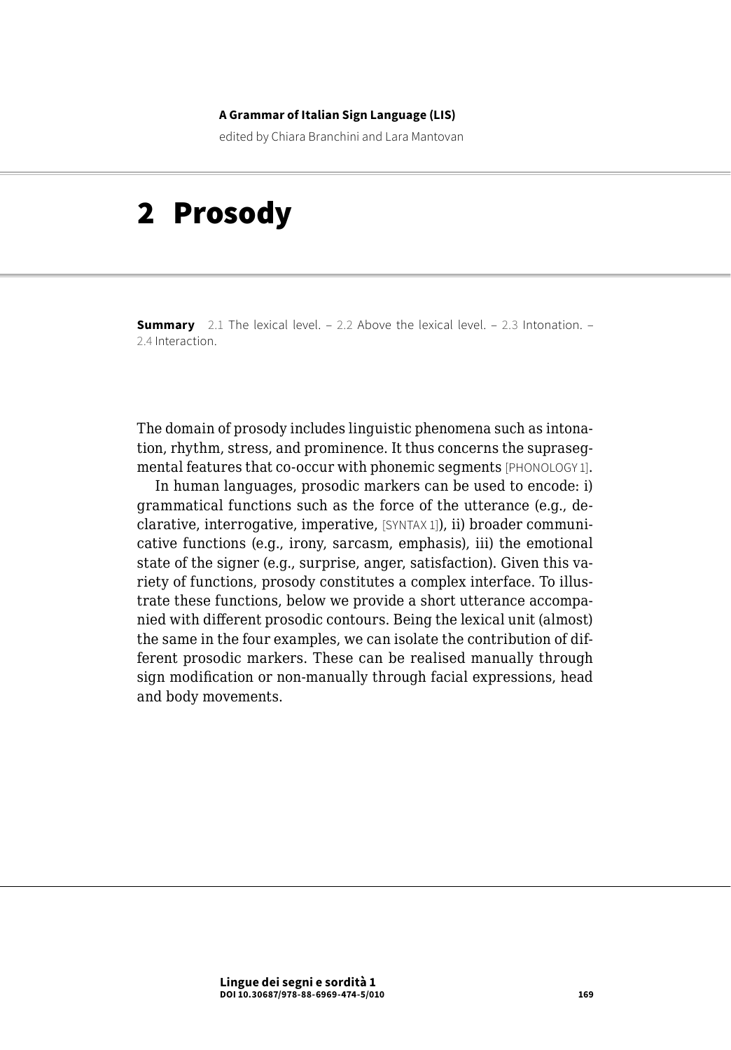**A Grammar of Italian Sign Language (LIS)**

edited by Chiara Branchini and Lara Mantovan

# 2 Prosody

**Summary** 2.1 The lexical level. – 2.2 Above the lexical level. – 2.3 Intonation. – 2.4 Interaction.

The domain of prosody includes linguistic phenomena such as intonation, rhythm, stress, and prominence. It thus concerns the suprasegmental features that co-occur with phonemic segments [PHONOLOGY 1].

In human languages, prosodic markers can be used to encode: i) grammatical functions such as the force of the utterance (e.g., declarative, interrogative, imperative, [SYNTAX 1]), ii) broader communicative functions (e.g., irony, sarcasm, emphasis), iii) the emotional state of the signer (e.g., surprise, anger, satisfaction). Given this variety of functions, prosody constitutes a complex interface. To illustrate these functions, below we provide a short utterance accompanied with different prosodic contours. Being the lexical unit (almost) the same in the four examples, we can isolate the contribution of different prosodic markers. These can be realised manually through sign modification or non-manually through facial expressions, head and body movements.

**Lingue dei segni e sordità 1**
**DOI 10.30687/978-88-6969-474-5/010**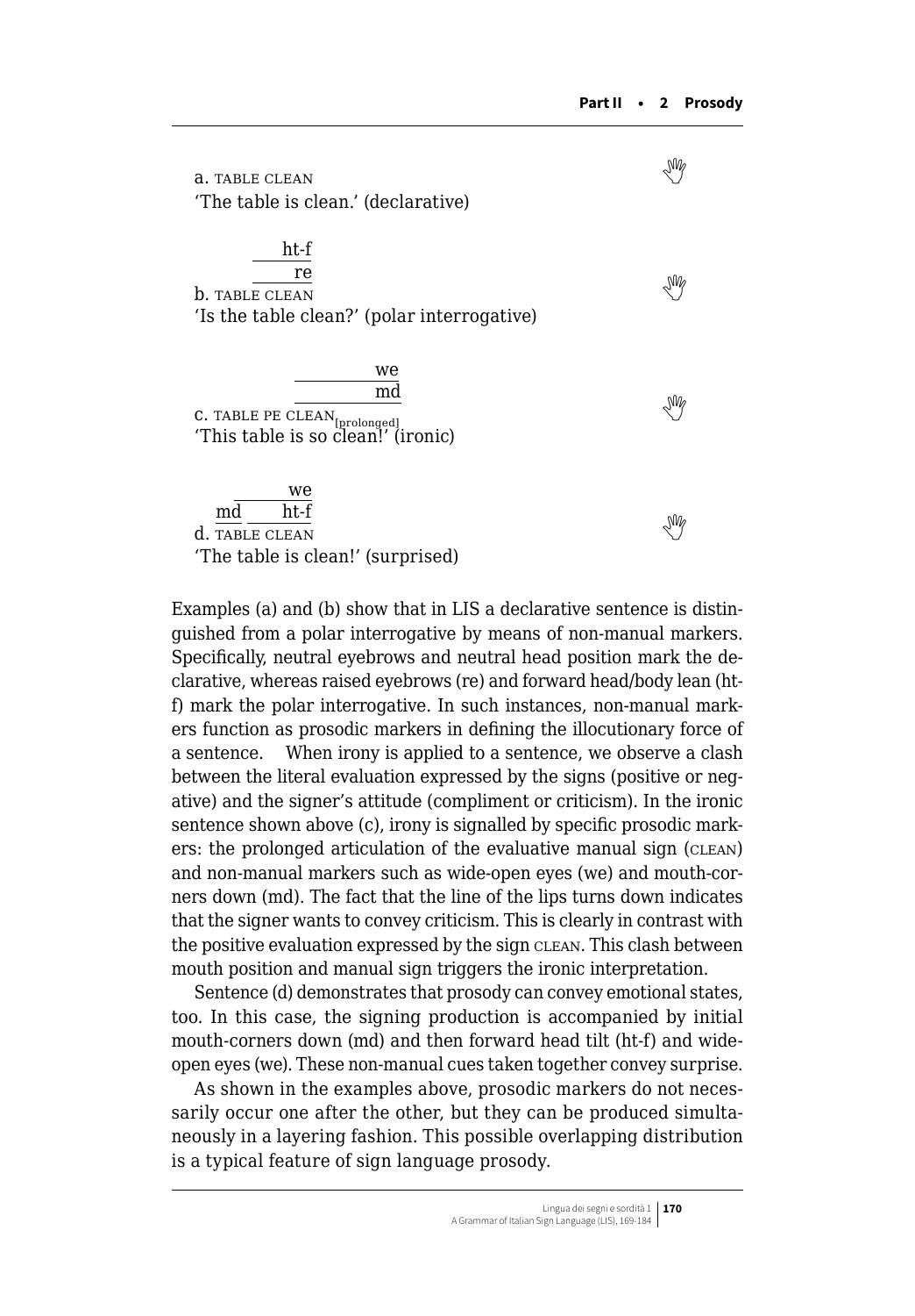a. TABLE CLEAN

'The table is clean.' (declarative)

```
       ht-f
       re
b. TABLE CLEAN
```

'Is the table clean?' (polar interrogative)

```
              we
              md
c. TABLE PE CLEAN[prolonged]
```

'This table is so clean!' (ironic)

```
        we
   md   ht-f
d. TABLE CLEAN
```

'The table is clean!' (surprised)

Examples (a) and (b) show that in LIS a declarative sentence is distinguished from a polar interrogative by means of non-manual markers. Specifically, neutral eyebrows and neutral head position mark the declarative, whereas raised eyebrows (re) and forward head/body lean (ht-f) mark the polar interrogative. In such instances, non-manual markers function as prosodic markers in defining the illocutionary force of a sentence. When irony is applied to a sentence, we observe a clash between the literal evaluation expressed by the signs (positive or negative) and the signer's attitude (compliment or criticism). In the ironic sentence shown above (c), irony is signalled by specific prosodic markers: the prolonged articulation of the evaluative manual sign (CLEAN) and non-manual markers such as wide-open eyes (we) and mouth-corners down (md). The fact that the line of the lips turns down indicates that the signer wants to convey criticism. This is clearly in contrast with the positive evaluation expressed by the sign CLEAN. This clash between mouth position and manual sign triggers the ironic interpretation.

Sentence (d) demonstrates that prosody can convey emotional states, too. In this case, the signing production is accompanied by initial mouth-corners down (md) and then forward head tilt (ht-f) and wide-open eyes (we). These non-manual cues taken together convey surprise.

As shown in the examples above, prosodic markers do not necessarily occur one after the other, but they can be produced simultaneously in a layering fashion. This possible overlapping distribution is a typical feature of sign language prosody.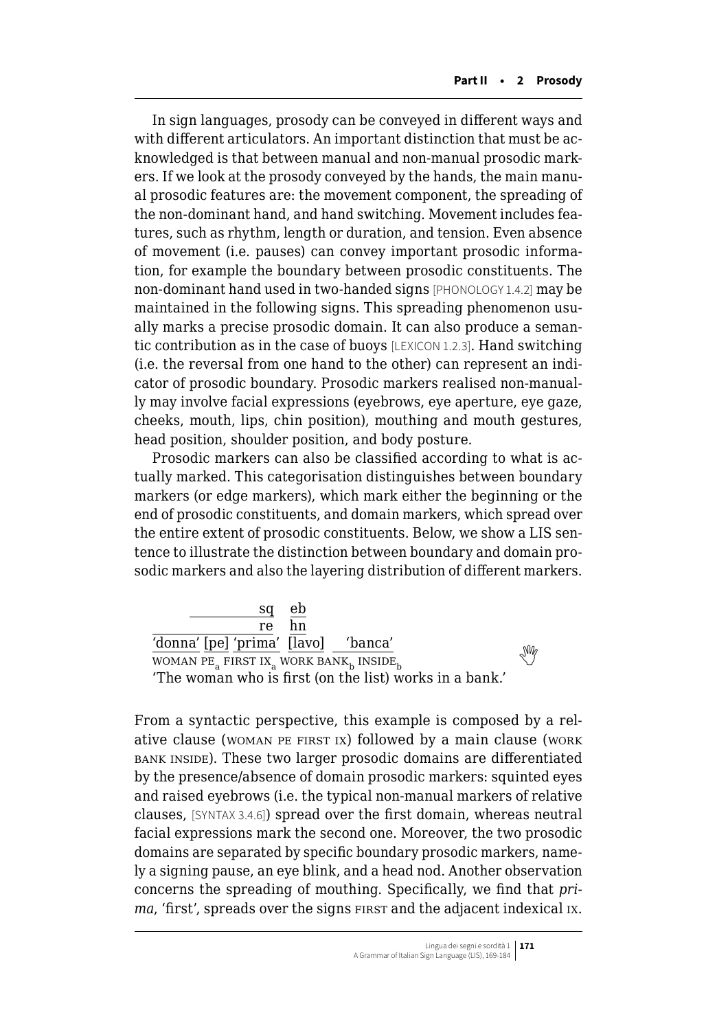In sign languages, prosody can be conveyed in different ways and with different articulators. An important distinction that must be acknowledged is that between manual and non-manual prosodic markers. If we look at the prosody conveyed by the hands, the main manual prosodic features are: the movement component, the spreading of the non-dominant hand, and hand switching. Movement includes features, such as rhythm, length or duration, and tension. Even absence of movement (i.e. pauses) can convey important prosodic information, for example the boundary between prosodic constituents. The non-dominant hand used in two-handed signs [PHONOLOGY 1.4.2] may be maintained in the following signs. This spreading phenomenon usually marks a precise prosodic domain. It can also produce a semantic contribution as in the case of buoys [LEXICON 1.2.3]. Hand switching (i.e. the reversal from one hand to the other) can represent an indicator of prosodic boundary. Prosodic markers realised non-manually may involve facial expressions (eyebrows, eye aperture, eye gaze, cheeks, mouth, lips, chin position), mouthing and mouth gestures, head position, shoulder position, and body posture.

Prosodic markers can also be classified according to what is actually marked. This categorisation distinguishes between boundary markers (or edge markers), which mark either the beginning or the end of prosodic constituents, and domain markers, which spread over the entire extent of prosodic constituents. Below, we show a LIS sentence to illustrate the distinction between boundary and domain prosodic markers and also the layering distribution of different markers.

```
            sq    eb
            re    hn
'donna' [pe] 'prima'  [lavo]   'banca'
WOMAN PE_a FIRST IX_a WORK BANK_b INSIDE_b
'The woman who is first (on the list) works in a bank.'
```

From a syntactic perspective, this example is composed by a relative clause (WOMAN PE FIRST IX) followed by a main clause (WORK BANK INSIDE). These two larger prosodic domains are differentiated by the presence/absence of domain prosodic markers: squinted eyes and raised eyebrows (i.e. the typical non-manual markers of relative clauses, [SYNTAX 3.4.6]) spread over the first domain, whereas neutral facial expressions mark the second one. Moreover, the two prosodic domains are separated by specific boundary prosodic markers, namely a signing pause, an eye blink, and a head nod. Another observation concerns the spreading of mouthing. Specifically, we find that *prima*, 'first', spreads over the signs FIRST and the adjacent indexical IX.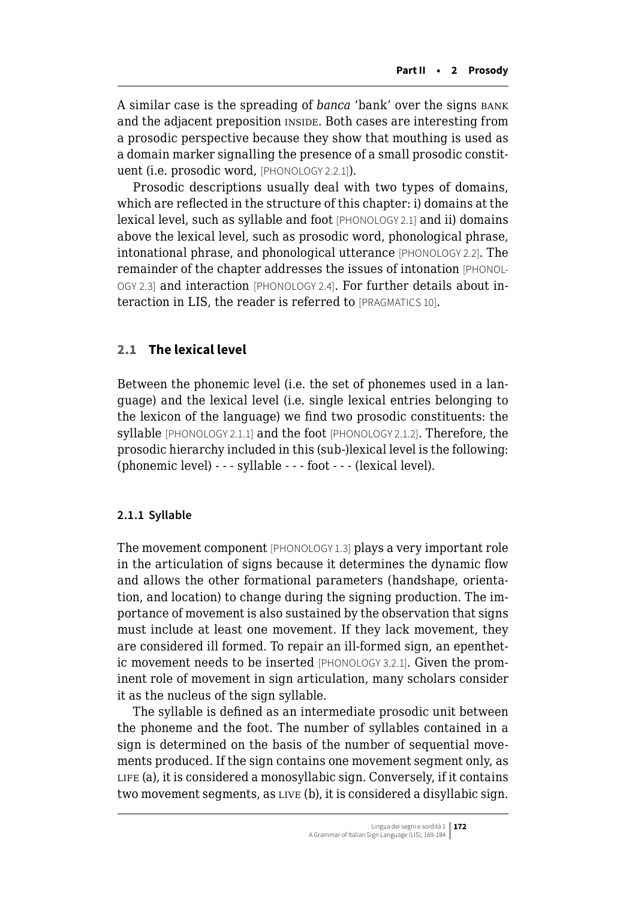A similar case is the spreading of *banca* 'bank' over the signs BANK and the adjacent preposition INSIDE. Both cases are interesting from a prosodic perspective because they show that mouthing is used as a domain marker signalling the presence of a small prosodic constituent (i.e. prosodic word, [PHONOLOGY 2.2.1]).

Prosodic descriptions usually deal with two types of domains, which are reflected in the structure of this chapter: i) domains at the lexical level, such as syllable and foot [PHONOLOGY 2.1] and ii) domains above the lexical level, such as prosodic word, phonological phrase, intonational phrase, and phonological utterance [PHONOLOGY 2.2]. The remainder of the chapter addresses the issues of intonation [PHONOLOGY 2.3] and interaction [PHONOLOGY 2.4]. For further details about interaction in LIS, the reader is referred to [PRAGMATICS 10].

## 2.1 The lexical level

Between the phonemic level (i.e. the set of phonemes used in a language) and the lexical level (i.e. single lexical entries belonging to the lexicon of the language) we find two prosodic constituents: the syllable [PHONOLOGY 2.1.1] and the foot [PHONOLOGY 2.1.2]. Therefore, the prosodic hierarchy included in this (sub-)lexical level is the following: (phonemic level) - - - syllable - - - foot - - - (lexical level).

### 2.1.1 Syllable

The movement component [PHONOLOGY 1.3] plays a very important role in the articulation of signs because it determines the dynamic flow and allows the other formational parameters (handshape, orientation, and location) to change during the signing production. The importance of movement is also sustained by the observation that signs must include at least one movement. If they lack movement, they are considered ill formed. To repair an ill-formed sign, an epenthetic movement needs to be inserted [PHONOLOGY 3.2.1]. Given the prominent role of movement in sign articulation, many scholars consider it as the nucleus of the sign syllable.

The syllable is defined as an intermediate prosodic unit between the phoneme and the foot. The number of syllables contained in a sign is determined on the basis of the number of sequential movements produced. If the sign contains one movement segment only, as LIFE (a), it is considered a monosyllabic sign. Conversely, if it contains two movement segments, as LIVE (b), it is considered a disyllabic sign.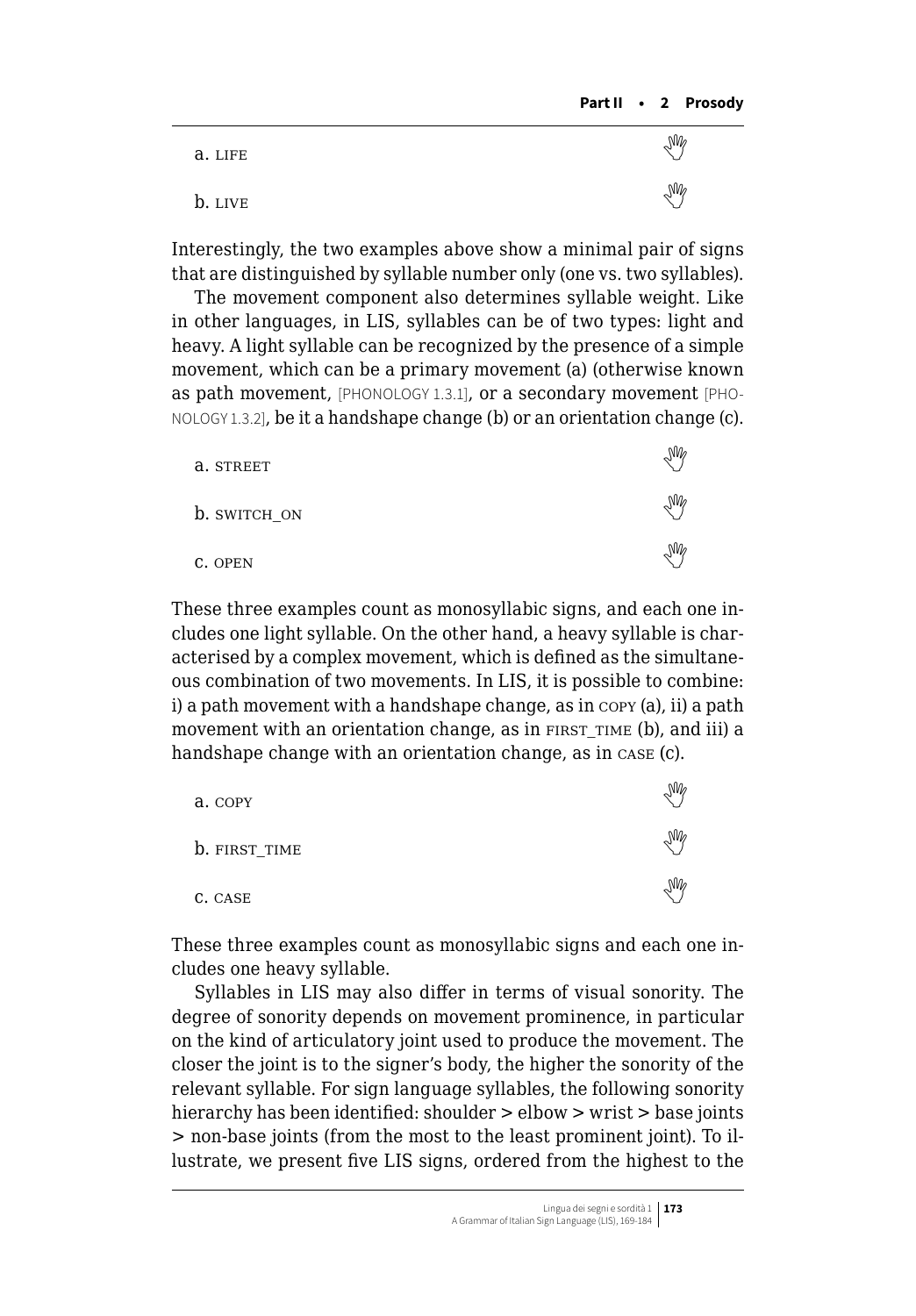a. LIFE

b. LIVE

Interestingly, the two examples above show a minimal pair of signs that are distinguished by syllable number only (one vs. two syllables).

The movement component also determines syllable weight. Like in other languages, in LIS, syllables can be of two types: light and heavy. A light syllable can be recognized by the presence of a simple movement, which can be a primary movement (a) (otherwise known as path movement, [PHONOLOGY 1.3.1], or a secondary movement [PHONOLOGY 1.3.2], be it a handshape change (b) or an orientation change (c).

a. STREET

b. SWITCH_ON

c. OPEN

These three examples count as monosyllabic signs, and each one includes one light syllable. On the other hand, a heavy syllable is characterised by a complex movement, which is defined as the simultaneous combination of two movements. In LIS, it is possible to combine: i) a path movement with a handshape change, as in COPY (a), ii) a path movement with an orientation change, as in FIRST_TIME (b), and iii) a handshape change with an orientation change, as in CASE (c).

a. COPY

b. FIRST_TIME

c. CASE

These three examples count as monosyllabic signs and each one includes one heavy syllable.

Syllables in LIS may also differ in terms of visual sonority. The degree of sonority depends on movement prominence, in particular on the kind of articulatory joint used to produce the movement. The closer the joint is to the signer's body, the higher the sonority of the relevant syllable. For sign language syllables, the following sonority hierarchy has been identified: shoulder > elbow > wrist > base joints > non-base joints (from the most to the least prominent joint). To illustrate, we present five LIS signs, ordered from the highest to the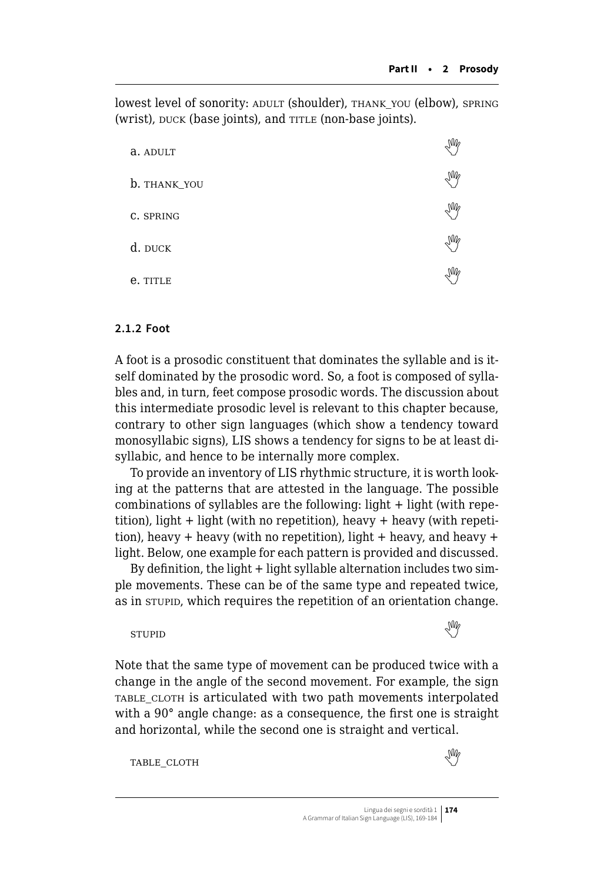lowest level of sonority: ADULT (shoulder), THANK_YOU (elbow), SPRING (wrist), DUCK (base joints), and TITLE (non-base joints).

a. ADULT

b. THANK_YOU

c. SPRING

d. DUCK

e. TITLE

### 2.1.2 Foot

A foot is a prosodic constituent that dominates the syllable and is itself dominated by the prosodic word. So, a foot is composed of syllables and, in turn, feet compose prosodic words. The discussion about this intermediate prosodic level is relevant to this chapter because, contrary to other sign languages (which show a tendency toward monosyllabic signs), LIS shows a tendency for signs to be at least disyllabic, and hence to be internally more complex.

To provide an inventory of LIS rhythmic structure, it is worth looking at the patterns that are attested in the language. The possible combinations of syllables are the following: light + light (with repetition), light + light (with no repetition), heavy + heavy (with repetition), heavy + heavy (with no repetition), light + heavy, and heavy + light. Below, one example for each pattern is provided and discussed.

By definition, the light + light syllable alternation includes two simple movements. These can be of the same type and repeated twice, as in STUPID, which requires the repetition of an orientation change.

STUPID

Note that the same type of movement can be produced twice with a change in the angle of the second movement. For example, the sign TABLE_CLOTH is articulated with two path movements interpolated with a 90° angle change: as a consequence, the first one is straight and horizontal, while the second one is straight and vertical.

TABLE_CLOTH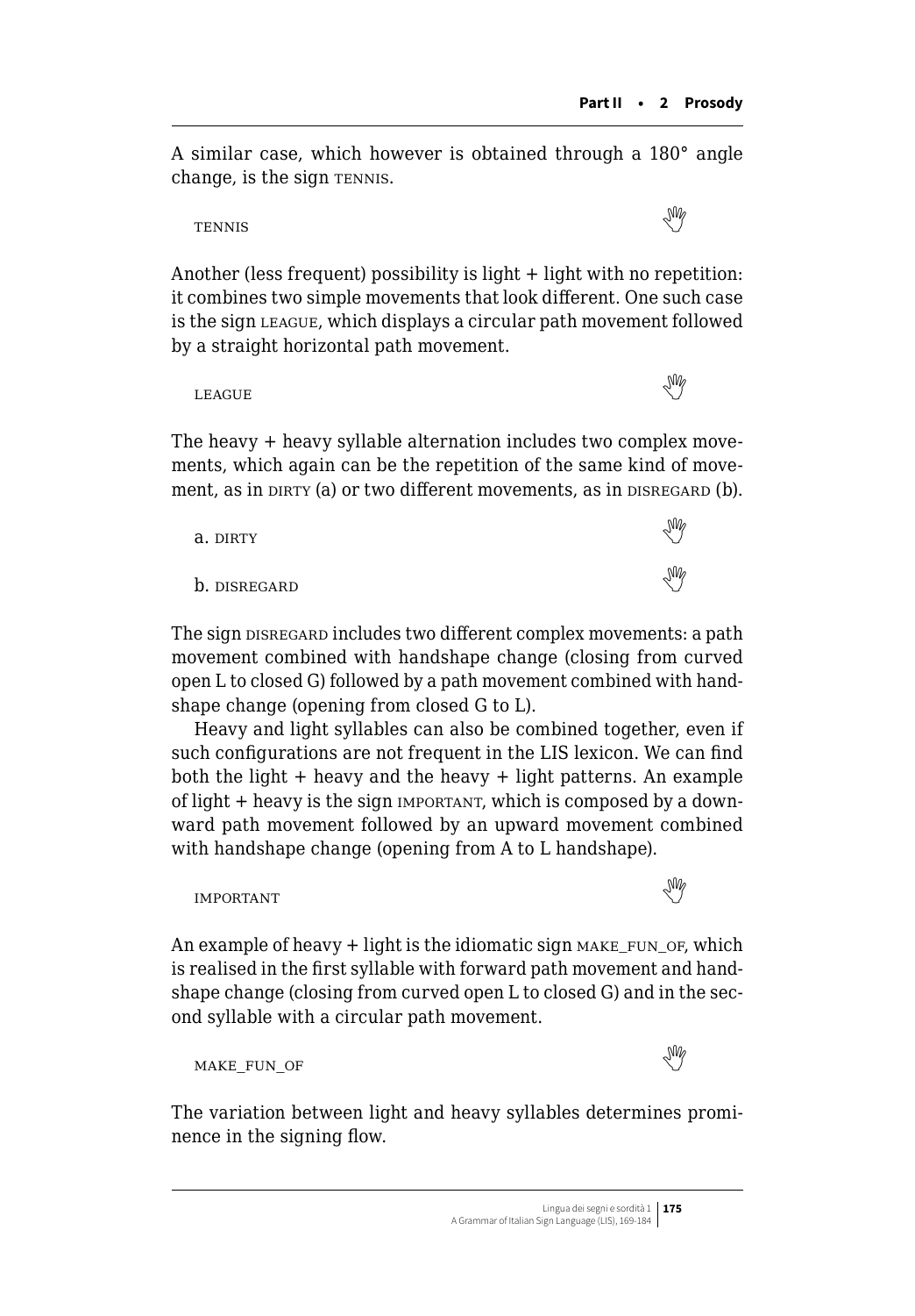A similar case, which however is obtained through a 180° angle change, is the sign TENNIS.

TENNIS

Another (less frequent) possibility is light + light with no repetition: it combines two simple movements that look different. One such case is the sign LEAGUE, which displays a circular path movement followed by a straight horizontal path movement.

LEAGUE

The heavy + heavy syllable alternation includes two complex movements, which again can be the repetition of the same kind of movement, as in DIRTY (a) or two different movements, as in DISREGARD (b).

a. DIRTY

b. DISREGARD

The sign DISREGARD includes two different complex movements: a path movement combined with handshape change (closing from curved open L to closed G) followed by a path movement combined with handshape change (opening from closed G to L).

Heavy and light syllables can also be combined together, even if such configurations are not frequent in the LIS lexicon. We can find both the light + heavy and the heavy + light patterns. An example of light + heavy is the sign IMPORTANT, which is composed by a downward path movement followed by an upward movement combined with handshape change (opening from A to L handshape).

IMPORTANT

An example of heavy + light is the idiomatic sign MAKE_FUN_OF, which is realised in the first syllable with forward path movement and handshape change (closing from curved open L to closed G) and in the second syllable with a circular path movement.

MAKE_FUN_OF

The variation between light and heavy syllables determines prominence in the signing flow.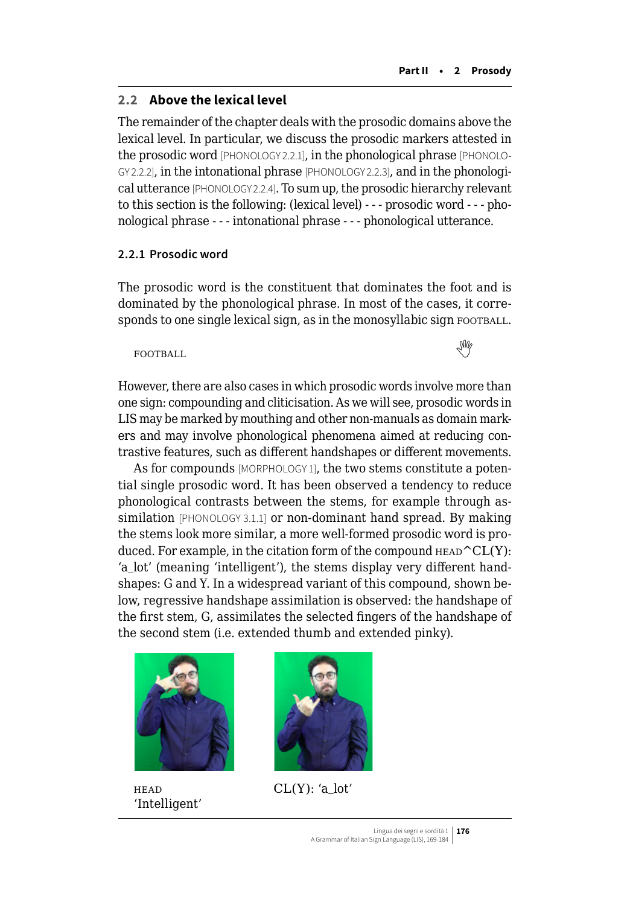## 2.2 Above the lexical level

The remainder of the chapter deals with the prosodic domains above the lexical level. In particular, we discuss the prosodic markers attested in the prosodic word [PHONOLOGY 2.2.1], in the phonological phrase [PHONOLOGY 2.2.2], in the intonational phrase [PHONOLOGY 2.2.3], and in the phonological utterance [PHONOLOGY 2.2.4]. To sum up, the prosodic hierarchy relevant to this section is the following: (lexical level) - - - prosodic word - - - phonological phrase - - - intonational phrase - - - phonological utterance.

### 2.2.1 Prosodic word

The prosodic word is the constituent that dominates the foot and is dominated by the phonological phrase. In most of the cases, it corresponds to one single lexical sign, as in the monosyllabic sign FOOTBALL.

FOOTBALL

However, there are also cases in which prosodic words involve more than one sign: compounding and cliticisation. As we will see, prosodic words in LIS may be marked by mouthing and other non-manuals as domain markers and may involve phonological phenomena aimed at reducing contrastive features, such as different handshapes or different movements.

As for compounds [MORPHOLOGY 1], the two stems constitute a potential single prosodic word. It has been observed a tendency to reduce phonological contrasts between the stems, for example through assimilation [PHONOLOGY 3.1.1] or non-dominant hand spread. By making the stems look more similar, a more well-formed prosodic word is produced. For example, in the citation form of the compound HEAD^CL(Y): 'a_lot' (meaning 'intelligent'), the stems display very different handshapes: G and Y. In a widespread variant of this compound, shown below, regressive handshape assimilation is observed: the handshape of the first stem, G, assimilates the selected fingers of the handshape of the second stem (i.e. extended thumb and extended pinky).

HEAD
'Intelligent'

CL(Y): 'a_lot'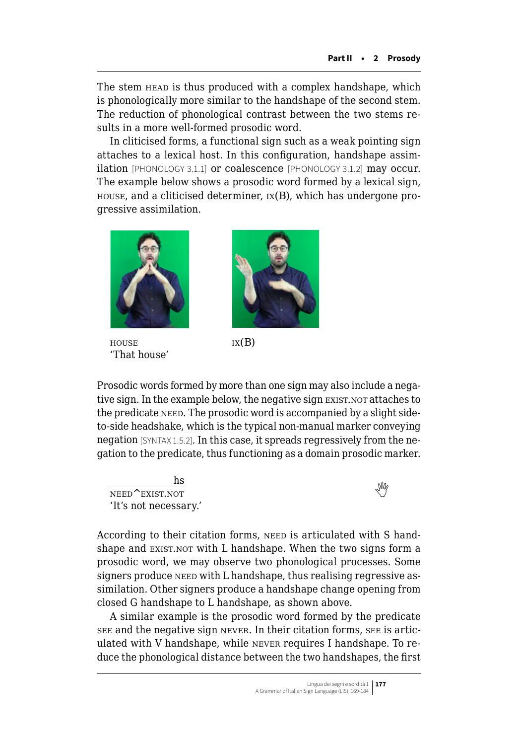The stem HEAD is thus produced with a complex handshape, which is phonologically more similar to the handshape of the second stem. The reduction of phonological contrast between the two stems results in a more well-formed prosodic word.

In cliticised forms, a functional sign such as a weak pointing sign attaches to a lexical host. In this configuration, handshape assimilation [PHONOLOGY 3.1.1] or coalescence [PHONOLOGY 3.1.2] may occur. The example below shows a prosodic word formed by a lexical sign, HOUSE, and a cliticised determiner, IX(B), which has undergone progressive assimilation.

HOUSE IX(B)
'That house'

Prosodic words formed by more than one sign may also include a negative sign. In the example below, the negative sign EXIST.NOT attaches to the predicate NEED. The prosodic word is accompanied by a slight side-to-side headshake, which is the typical non-manual marker conveying negation [SYNTAX 1.5.2]. In this case, it spreads regressively from the negation to the predicate, thus functioning as a domain prosodic marker.

```
          hs
NEED^EXIST.NOT
```
'It's not necessary.'

According to their citation forms, NEED is articulated with S handshape and EXIST.NOT with L handshape. When the two signs form a prosodic word, we may observe two phonological processes. Some signers produce NEED with L handshape, thus realising regressive assimilation. Other signers produce a handshape change opening from closed G handshape to L handshape, as shown above.

A similar example is the prosodic word formed by the predicate SEE and the negative sign NEVER. In their citation forms, SEE is articulated with V handshape, while NEVER requires I handshape. To reduce the phonological distance between the two handshapes, the first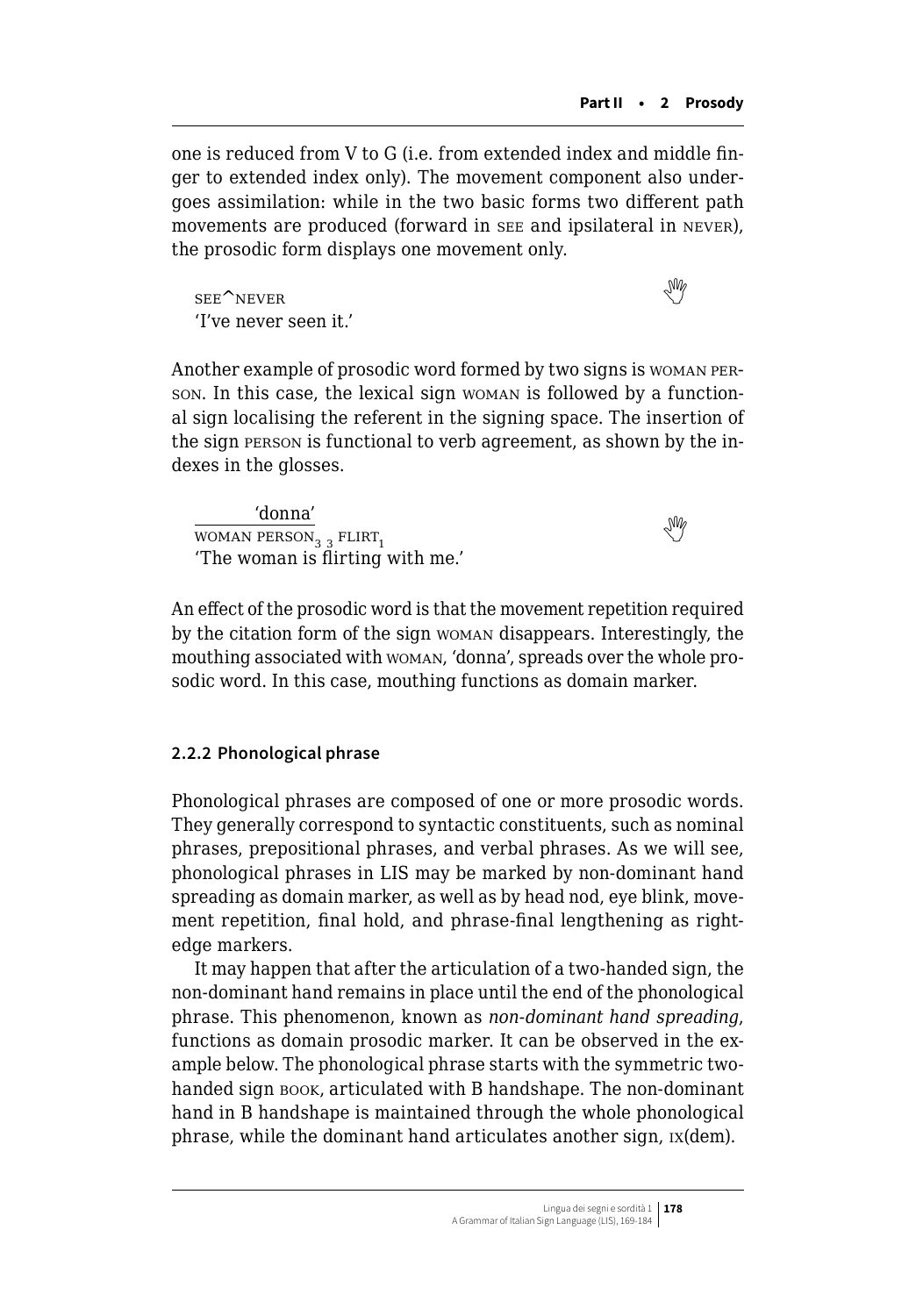one is reduced from V to G (i.e. from extended index and middle finger to extended index only). The movement component also undergoes assimilation: while in the two basic forms two different path movements are produced (forward in SEE and ipsilateral in NEVER), the prosodic form displays one movement only.

SEE^NEVER
'I've never seen it.'

Another example of prosodic word formed by two signs is WOMAN PERSON. In this case, the lexical sign WOMAN is followed by a functional sign localising the referent in the signing space. The insertion of the sign PERSON is functional to verb agreement, as shown by the indexes in the glosses.

'donna'
WOMAN $\text{PERSON}_3$ $_3\text{FLIRT}_1$
'The woman is flirting with me.'

An effect of the prosodic word is that the movement repetition required by the citation form of the sign WOMAN disappears. Interestingly, the mouthing associated with WOMAN, 'donna', spreads over the whole prosodic word. In this case, mouthing functions as domain marker.

### 2.2.2 Phonological phrase

Phonological phrases are composed of one or more prosodic words. They generally correspond to syntactic constituents, such as nominal phrases, prepositional phrases, and verbal phrases. As we will see, phonological phrases in LIS may be marked by non-dominant hand spreading as domain marker, as well as by head nod, eye blink, movement repetition, final hold, and phrase-final lengthening as right-edge markers.

It may happen that after the articulation of a two-handed sign, the non-dominant hand remains in place until the end of the phonological phrase. This phenomenon, known as *non-dominant hand spreading*, functions as domain prosodic marker. It can be observed in the example below. The phonological phrase starts with the symmetric two-handed sign BOOK, articulated with B handshape. The non-dominant hand in B handshape is maintained through the whole phonological phrase, while the dominant hand articulates another sign, IX(dem).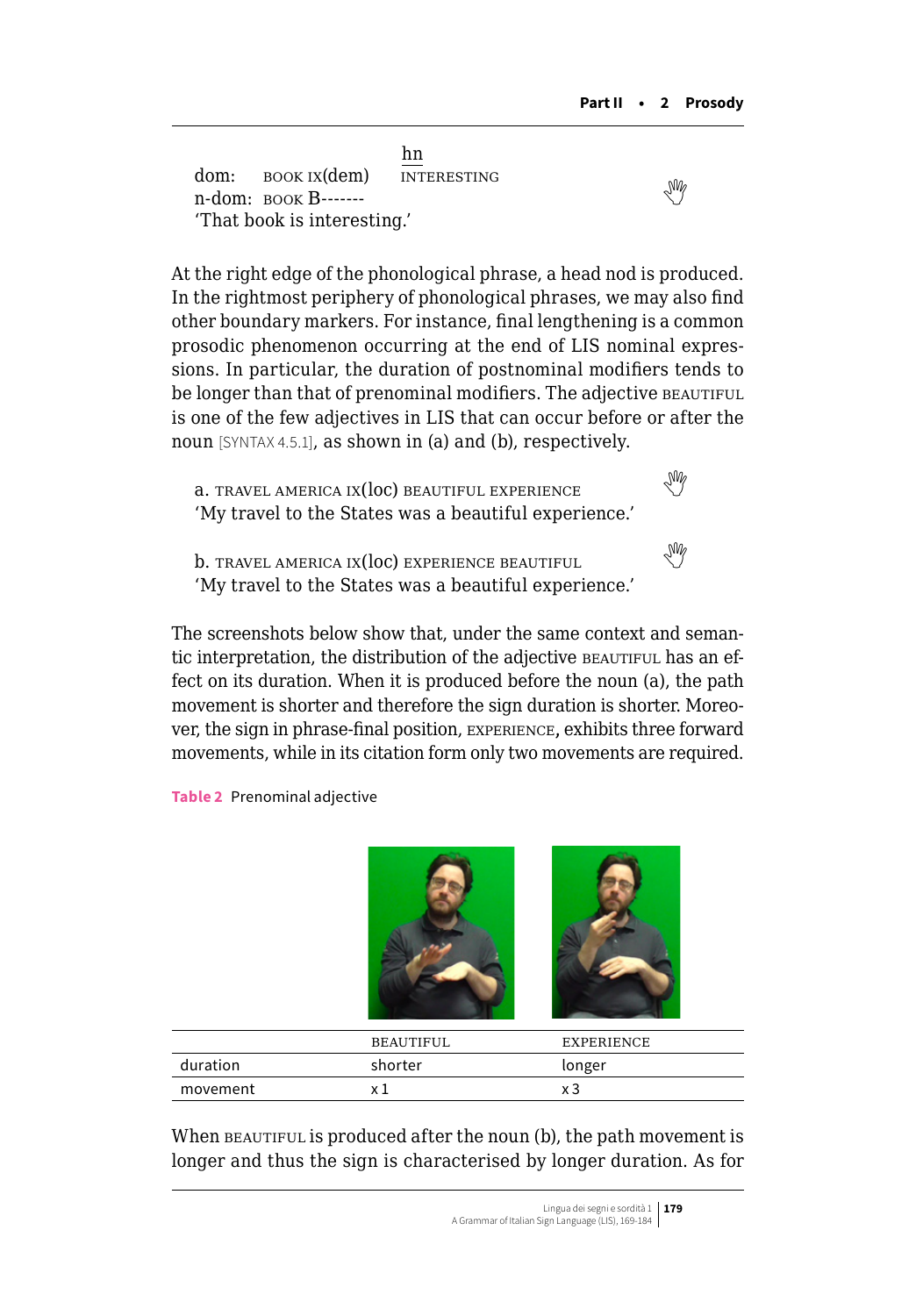hn

dom: BOOK IX(dem) INTERESTING
n-dom: BOOK B-------
'That book is interesting.'

At the right edge of the phonological phrase, a head nod is produced. In the rightmost periphery of phonological phrases, we may also find other boundary markers. For instance, final lengthening is a common prosodic phenomenon occurring at the end of LIS nominal expressions. In particular, the duration of postnominal modifiers tends to be longer than that of prenominal modifiers. The adjective BEAUTIFUL is one of the few adjectives in LIS that can occur before or after the noun [SYNTAX 4.5.1], as shown in (a) and (b), respectively.

a. TRAVEL AMERICA IX(loc) BEAUTIFUL EXPERIENCE
'My travel to the States was a beautiful experience.'

b. TRAVEL AMERICA IX(loc) EXPERIENCE BEAUTIFUL
'My travel to the States was a beautiful experience.'

The screenshots below show that, under the same context and semantic interpretation, the distribution of the adjective BEAUTIFUL has an effect on its duration. When it is produced before the noun (a), the path movement is shorter and therefore the sign duration is shorter. Moreover, the sign in phrase-final position, EXPERIENCE, exhibits three forward movements, while in its citation form only two movements are required.

**Table 2** Prenominal adjective

| | BEAUTIFUL | EXPERIENCE |
|---|---|---|
| duration | shorter | longer |
| movement | x 1 | x 3 |

When BEAUTIFUL is produced after the noun (b), the path movement is longer and thus the sign is characterised by longer duration. As for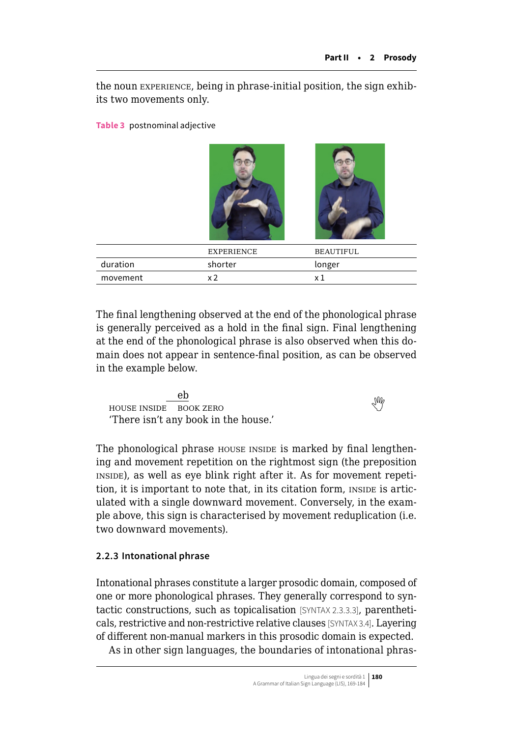the noun EXPERIENCE, being in phrase-initial position, the sign exhibits two movements only.

**Table 3** postnominal adjective

| | EXPERIENCE | BEAUTIFUL |
|---|---|---|
| duration | shorter | longer |
| movement | x 2 | x 1 |

The final lengthening observed at the end of the phonological phrase is generally perceived as a hold in the final sign. Final lengthening at the end of the phonological phrase is also observed when this domain does not appear in sentence-final position, as can be observed in the example below.

```
                eb
HOUSE INSIDE   BOOK ZERO
```
'There isn't any book in the house.'

The phonological phrase HOUSE INSIDE is marked by final lengthening and movement repetition on the rightmost sign (the preposition INSIDE), as well as eye blink right after it. As for movement repetition, it is important to note that, in its citation form, INSIDE is articulated with a single downward movement. Conversely, in the example above, this sign is characterised by movement reduplication (i.e. two downward movements).

### 2.2.3 Intonational phrase

Intonational phrases constitute a larger prosodic domain, composed of one or more phonological phrases. They generally correspond to syntactic constructions, such as topicalisation [SYNTAX 2.3.3.3], parentheticals, restrictive and non-restrictive relative clauses [SYNTAX 3.4]. Layering of different non-manual markers in this prosodic domain is expected.

As in other sign languages, the boundaries of intonational phras-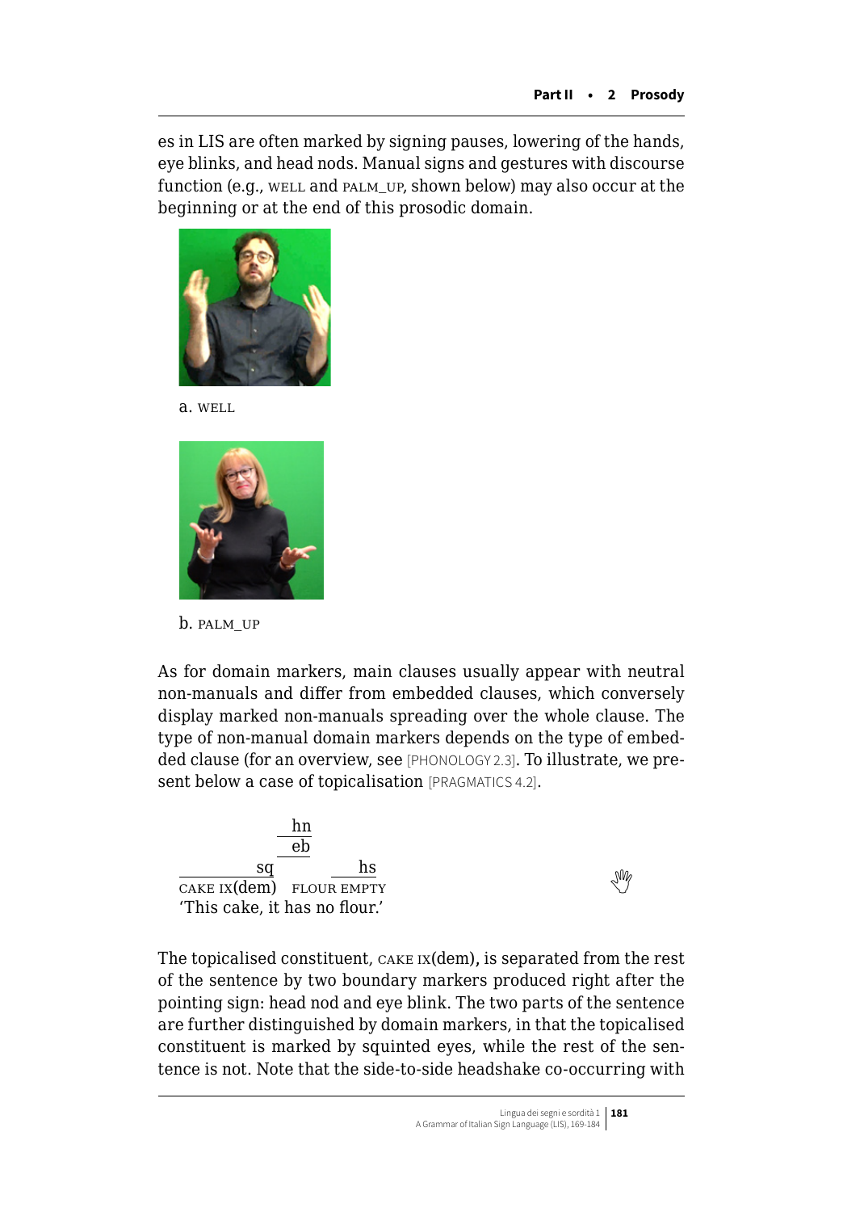es in LIS are often marked by signing pauses, lowering of the hands, eye blinks, and head nods. Manual signs and gestures with discourse function (e.g., WELL and PALM_UP, shown below) may also occur at the beginning or at the end of this prosodic domain.

a. WELL

b. PALM_UP

As for domain markers, main clauses usually appear with neutral non-manuals and differ from embedded clauses, which conversely display marked non-manuals spreading over the whole clause. The type of non-manual domain markers depends on the type of embedded clause (for an overview, see [PHONOLOGY 2.3]. To illustrate, we present below a case of topicalisation [PRAGMATICS 4.2].

```
                hn
                eb
____________sq        ____hs
CAKE IX(dem)   FLOUR EMPTY
```

'This cake, it has no flour.'

The topicalised constituent, CAKE IX(dem), is separated from the rest of the sentence by two boundary markers produced right after the pointing sign: head nod and eye blink. The two parts of the sentence are further distinguished by domain markers, in that the topicalised constituent is marked by squinted eyes, while the rest of the sentence is not. Note that the side-to-side headshake co-occurring with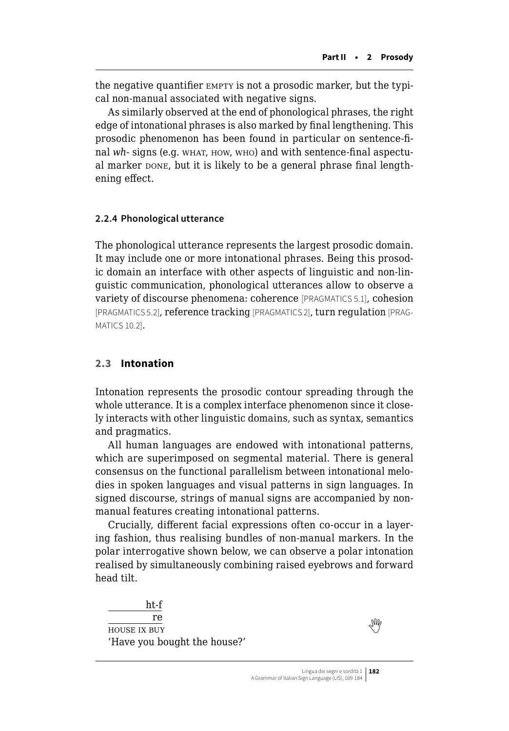the negative quantifier EMPTY is not a prosodic marker, but the typical non-manual associated with negative signs.

As similarly observed at the end of phonological phrases, the right edge of intonational phrases is also marked by final lengthening. This prosodic phenomenon has been found in particular on sentence-final *wh-* signs (e.g. WHAT, HOW, WHO) and with sentence-final aspectual marker DONE, but it is likely to be a general phrase final lengthening effect.

### 2.2.4 Phonological utterance

The phonological utterance represents the largest prosodic domain. It may include one or more intonational phrases. Being this prosodic domain an interface with other aspects of linguistic and non-linguistic communication, phonological utterances allow to observe a variety of discourse phenomena: coherence [PRAGMATICS 5.1], cohesion [PRAGMATICS 5.2], reference tracking [PRAGMATICS 2], turn regulation [PRAGMATICS 10.2].

## 2.3 Intonation

Intonation represents the prosodic contour spreading through the whole utterance. It is a complex interface phenomenon since it closely interacts with other linguistic domains, such as syntax, semantics and pragmatics.

All human languages are endowed with intonational patterns, which are superimposed on segmental material. There is general consensus on the functional parallelism between intonational melodies in spoken languages and visual patterns in sign languages. In signed discourse, strings of manual signs are accompanied by non-manual features creating intonational patterns.

Crucially, different facial expressions often co-occur in a layering fashion, thus realising bundles of non-manual markers. In the polar interrogative shown below, we can observe a polar intonation realised by simultaneously combining raised eyebrows and forward head tilt.

```
_____________ht-f
_______________re
HOUSE IX BUY
```
'Have you bought the house?'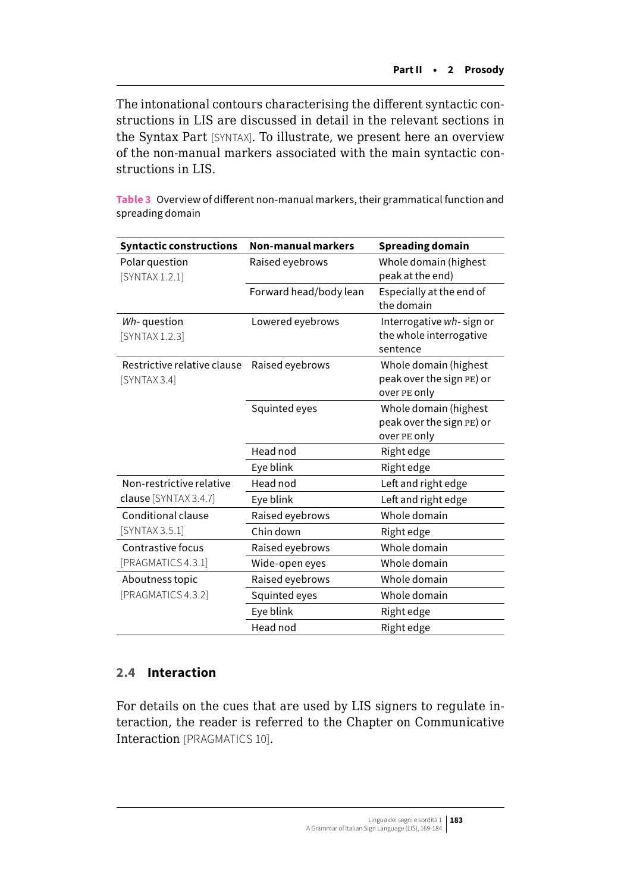The intonational contours characterising the different syntactic constructions in LIS are discussed in detail in the relevant sections in the Syntax Part [SYNTAX]. To illustrate, we present here an overview of the non-manual markers associated with the main syntactic constructions in LIS.

**Table 3** Overview of different non-manual markers, their grammatical function and spreading domain

| Syntactic constructions | Non-manual markers | Spreading domain |
|---|---|---|
| Polar question [SYNTAX 1.2.1] | Raised eyebrows | Whole domain (highest peak at the end) |
| | Forward head/body lean | Especially at the end of the domain |
| *Wh-* question [SYNTAX 1.2.3] | Lowered eyebrows | Interrogative *wh-* sign or the whole interrogative sentence |
| Restrictive relative clause [SYNTAX 3.4] | Raised eyebrows | Whole domain (highest peak over the sign PE) or over PE only |
| | Squinted eyes | Whole domain (highest peak over the sign PE) or over PE only |
| | Head nod | Right edge |
| | Eye blink | Right edge |
| Non-restrictive relative clause [SYNTAX 3.4.7] | Head nod | Left and right edge |
| | Eye blink | Left and right edge |
| Conditional clause [SYNTAX 3.5.1] | Raised eyebrows | Whole domain |
| | Chin down | Right edge |
| Contrastive focus [PRAGMATICS 4.3.1] | Raised eyebrows | Whole domain |
| | Wide-open eyes | Whole domain |
| Aboutness topic [PRAGMATICS 4.3.2] | Raised eyebrows | Whole domain |
| | Squinted eyes | Whole domain |
| | Eye blink | Right edge |
| | Head nod | Right edge |

## 2.4 Interaction

For details on the cues that are used by LIS signers to regulate interaction, the reader is referred to the Chapter on Communicative Interaction [PRAGMATICS 10].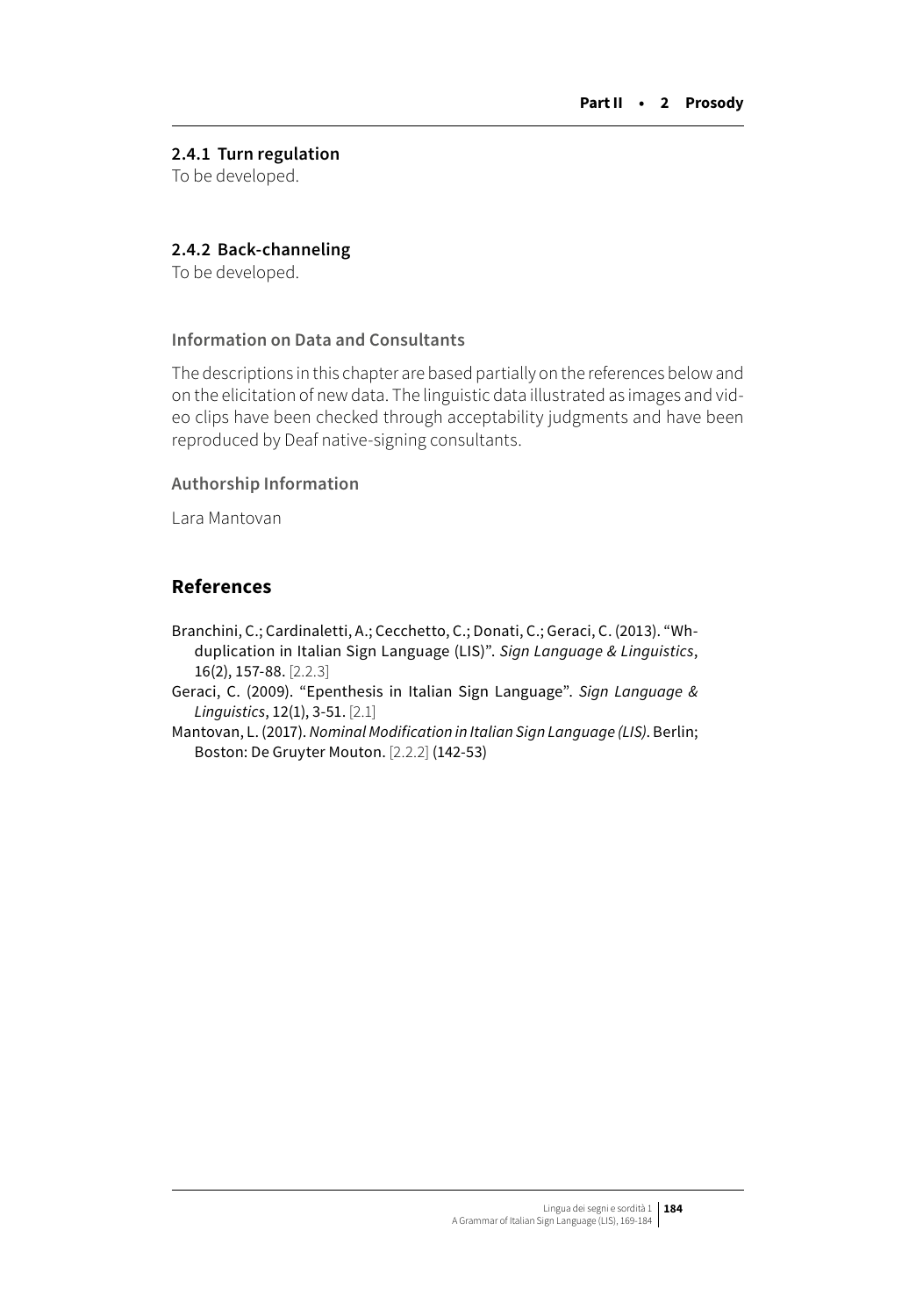### 2.4.1 Turn regulation

To be developed.

### 2.4.2 Back-channeling

To be developed.

#### Information on Data and Consultants

The descriptions in this chapter are based partially on the references below and on the elicitation of new data. The linguistic data illustrated as images and video clips have been checked through acceptability judgments and have been reproduced by Deaf native-signing consultants.

#### Authorship Information

Lara Mantovan

## References

Branchini, C.; Cardinaletti, A.; Cecchetto, C.; Donati, C.; Geraci, C. (2013). "Wh-duplication in Italian Sign Language (LIS)". *Sign Language & Linguistics*, 16(2), 157-88. [2.2.3]

Geraci, C. (2009). "Epenthesis in Italian Sign Language". *Sign Language & Linguistics*, 12(1), 3-51. [2.1]

Mantovan, L. (2017). *Nominal Modification in Italian Sign Language (LIS)*. Berlin; Boston: De Gruyter Mouton. [2.2.2] (142-53)